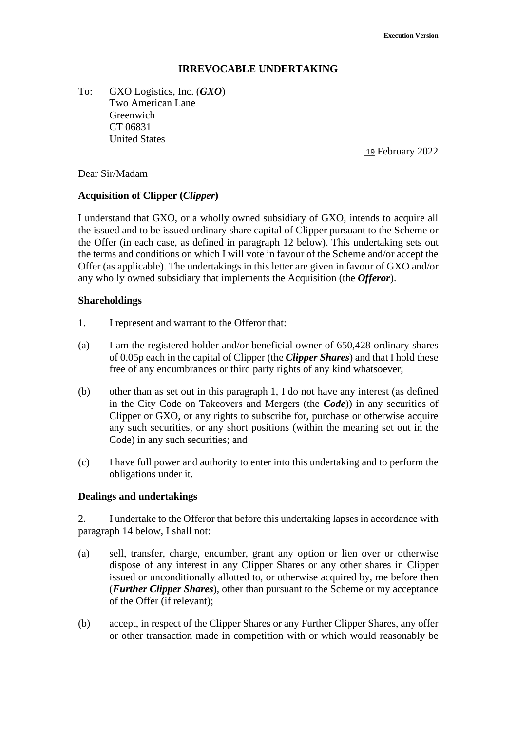**Execution Version**

# IRREVOCABLE UNDERTAKING

To: GXO Logistics, Inc. (***GXO***)
Two American Lane
Greenwich
CT 06831
United States

19 February 2022

Dear Sir/Madam

**Acquisition of Clipper (*Clipper*)**

I understand that GXO, or a wholly owned subsidiary of GXO, intends to acquire all the issued and to be issued ordinary share capital of Clipper pursuant to the Scheme or the Offer (in each case, as defined in paragraph 12 below). This undertaking sets out the terms and conditions on which I will vote in favour of the Scheme and/or accept the Offer (as applicable). The undertakings in this letter are given in favour of GXO and/or any wholly owned subsidiary that implements the Acquisition (the ***Offeror***).

**Shareholdings**

1. I represent and warrant to the Offeror that:

(a) I am the registered holder and/or beneficial owner of 650,428 ordinary shares of 0.05p each in the capital of Clipper (the ***Clipper Shares***) and that I hold these free of any encumbrances or third party rights of any kind whatsoever;

(b) other than as set out in this paragraph 1, I do not have any interest (as defined in the City Code on Takeovers and Mergers (the ***Code***)) in any securities of Clipper or GXO, or any rights to subscribe for, purchase or otherwise acquire any such securities, or any short positions (within the meaning set out in the Code) in any such securities; and

(c) I have full power and authority to enter into this undertaking and to perform the obligations under it.

**Dealings and undertakings**

2. I undertake to the Offeror that before this undertaking lapses in accordance with paragraph 14 below, I shall not:

(a) sell, transfer, charge, encumber, grant any option or lien over or otherwise dispose of any interest in any Clipper Shares or any other shares in Clipper issued or unconditionally allotted to, or otherwise acquired by, me before then (***Further Clipper Shares***), other than pursuant to the Scheme or my acceptance of the Offer (if relevant);

(b) accept, in respect of the Clipper Shares or any Further Clipper Shares, any offer or other transaction made in competition with or which would reasonably be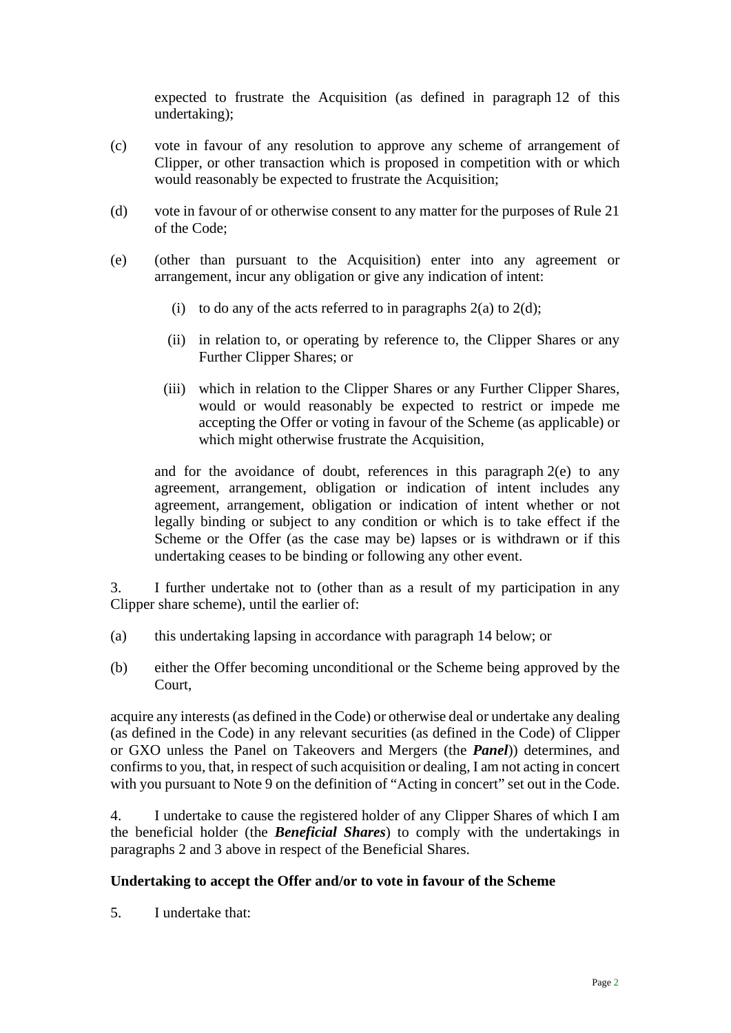expected to frustrate the Acquisition (as defined in paragraph 12 of this undertaking);

(c) vote in favour of any resolution to approve any scheme of arrangement of Clipper, or other transaction which is proposed in competition with or which would reasonably be expected to frustrate the Acquisition;

(d) vote in favour of or otherwise consent to any matter for the purposes of Rule 21 of the Code;

(e) (other than pursuant to the Acquisition) enter into any agreement or arrangement, incur any obligation or give any indication of intent:

   (i) to do any of the acts referred to in paragraphs 2(a) to 2(d);

   (ii) in relation to, or operating by reference to, the Clipper Shares or any Further Clipper Shares; or

   (iii) which in relation to the Clipper Shares or any Further Clipper Shares, would or would reasonably be expected to restrict or impede me accepting the Offer or voting in favour of the Scheme (as applicable) or which might otherwise frustrate the Acquisition,

and for the avoidance of doubt, references in this paragraph 2(e) to any agreement, arrangement, obligation or indication of intent includes any agreement, arrangement, obligation or indication of intent whether or not legally binding or subject to any condition or which is to take effect if the Scheme or the Offer (as the case may be) lapses or is withdrawn or if this undertaking ceases to be binding or following any other event.

3. I further undertake not to (other than as a result of my participation in any Clipper share scheme), until the earlier of:

(a) this undertaking lapsing in accordance with paragraph 14 below; or

(b) either the Offer becoming unconditional or the Scheme being approved by the Court,

acquire any interests (as defined in the Code) or otherwise deal or undertake any dealing (as defined in the Code) in any relevant securities (as defined in the Code) of Clipper or GXO unless the Panel on Takeovers and Mergers (the ***Panel***)) determines, and confirms to you, that, in respect of such acquisition or dealing, I am not acting in concert with you pursuant to Note 9 on the definition of "Acting in concert" set out in the Code.

4. I undertake to cause the registered holder of any Clipper Shares of which I am the beneficial holder (the ***Beneficial Shares***) to comply with the undertakings in paragraphs 2 and 3 above in respect of the Beneficial Shares.

**Undertaking to accept the Offer and/or to vote in favour of the Scheme**

5. I undertake that: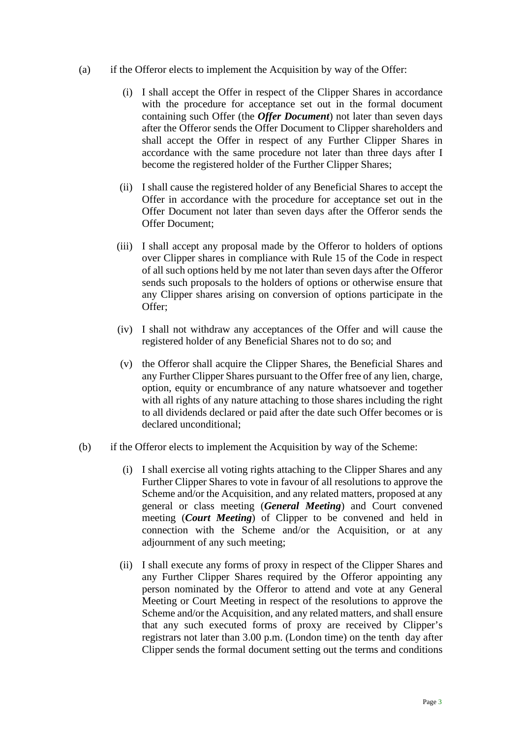(a) if the Offeror elects to implement the Acquisition by way of the Offer:

(i) I shall accept the Offer in respect of the Clipper Shares in accordance with the procedure for acceptance set out in the formal document containing such Offer (the ***Offer Document***) not later than seven days after the Offeror sends the Offer Document to Clipper shareholders and shall accept the Offer in respect of any Further Clipper Shares in accordance with the same procedure not later than three days after I become the registered holder of the Further Clipper Shares;

(ii) I shall cause the registered holder of any Beneficial Shares to accept the Offer in accordance with the procedure for acceptance set out in the Offer Document not later than seven days after the Offeror sends the Offer Document;

(iii) I shall accept any proposal made by the Offeror to holders of options over Clipper shares in compliance with Rule 15 of the Code in respect of all such options held by me not later than seven days after the Offeror sends such proposals to the holders of options or otherwise ensure that any Clipper shares arising on conversion of options participate in the Offer;

(iv) I shall not withdraw any acceptances of the Offer and will cause the registered holder of any Beneficial Shares not to do so; and

(v) the Offeror shall acquire the Clipper Shares, the Beneficial Shares and any Further Clipper Shares pursuant to the Offer free of any lien, charge, option, equity or encumbrance of any nature whatsoever and together with all rights of any nature attaching to those shares including the right to all dividends declared or paid after the date such Offer becomes or is declared unconditional;

(b) if the Offeror elects to implement the Acquisition by way of the Scheme:

(i) I shall exercise all voting rights attaching to the Clipper Shares and any Further Clipper Shares to vote in favour of all resolutions to approve the Scheme and/or the Acquisition, and any related matters, proposed at any general or class meeting (***General Meeting***) and Court convened meeting (***Court Meeting***) of Clipper to be convened and held in connection with the Scheme and/or the Acquisition, or at any adjournment of any such meeting;

(ii) I shall execute any forms of proxy in respect of the Clipper Shares and any Further Clipper Shares required by the Offeror appointing any person nominated by the Offeror to attend and vote at any General Meeting or Court Meeting in respect of the resolutions to approve the Scheme and/or the Acquisition, and any related matters, and shall ensure that any such executed forms of proxy are received by Clipper's registrars not later than 3.00 p.m. (London time) on the tenth day after Clipper sends the formal document setting out the terms and conditions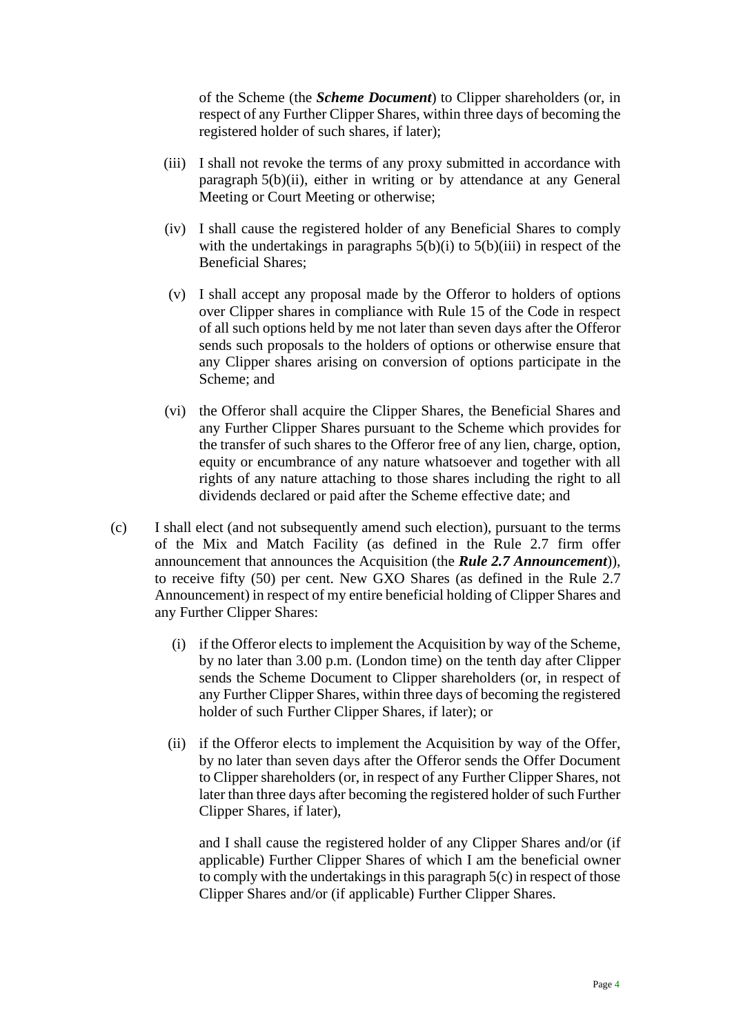of the Scheme (the ***Scheme Document***) to Clipper shareholders (or, in respect of any Further Clipper Shares, within three days of becoming the registered holder of such shares, if later);

(iii) I shall not revoke the terms of any proxy submitted in accordance with paragraph 5(b)(ii), either in writing or by attendance at any General Meeting or Court Meeting or otherwise;

(iv) I shall cause the registered holder of any Beneficial Shares to comply with the undertakings in paragraphs 5(b)(i) to 5(b)(iii) in respect of the Beneficial Shares;

(v) I shall accept any proposal made by the Offeror to holders of options over Clipper shares in compliance with Rule 15 of the Code in respect of all such options held by me not later than seven days after the Offeror sends such proposals to the holders of options or otherwise ensure that any Clipper shares arising on conversion of options participate in the Scheme; and

(vi) the Offeror shall acquire the Clipper Shares, the Beneficial Shares and any Further Clipper Shares pursuant to the Scheme which provides for the transfer of such shares to the Offeror free of any lien, charge, option, equity or encumbrance of any nature whatsoever and together with all rights of any nature attaching to those shares including the right to all dividends declared or paid after the Scheme effective date; and

(c) I shall elect (and not subsequently amend such election), pursuant to the terms of the Mix and Match Facility (as defined in the Rule 2.7 firm offer announcement that announces the Acquisition (the ***Rule 2.7 Announcement***)), to receive fifty (50) per cent. New GXO Shares (as defined in the Rule 2.7 Announcement) in respect of my entire beneficial holding of Clipper Shares and any Further Clipper Shares:

(i) if the Offeror elects to implement the Acquisition by way of the Scheme, by no later than 3.00 p.m. (London time) on the tenth day after Clipper sends the Scheme Document to Clipper shareholders (or, in respect of any Further Clipper Shares, within three days of becoming the registered holder of such Further Clipper Shares, if later); or

(ii) if the Offeror elects to implement the Acquisition by way of the Offer, by no later than seven days after the Offeror sends the Offer Document to Clipper shareholders (or, in respect of any Further Clipper Shares, not later than three days after becoming the registered holder of such Further Clipper Shares, if later),

and I shall cause the registered holder of any Clipper Shares and/or (if applicable) Further Clipper Shares of which I am the beneficial owner to comply with the undertakings in this paragraph 5(c) in respect of those Clipper Shares and/or (if applicable) Further Clipper Shares.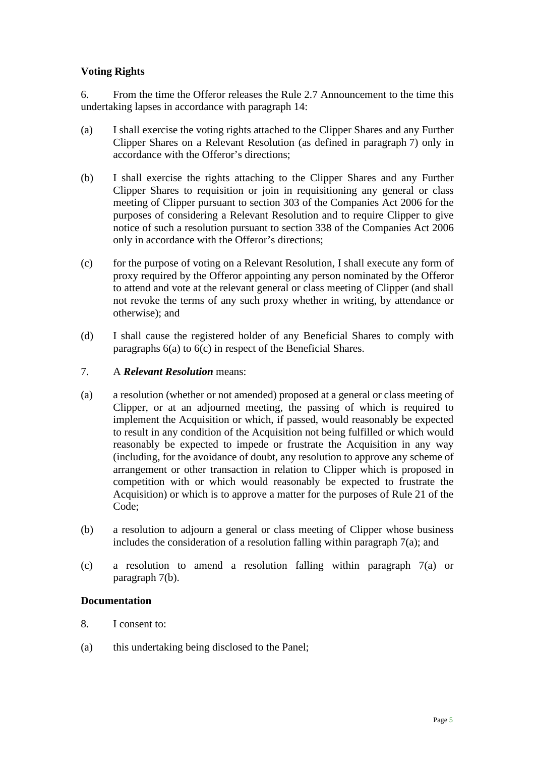**Voting Rights**

6. From the time the Offeror releases the Rule 2.7 Announcement to the time this undertaking lapses in accordance with paragraph 14:

(a) I shall exercise the voting rights attached to the Clipper Shares and any Further Clipper Shares on a Relevant Resolution (as defined in paragraph 7) only in accordance with the Offeror's directions;

(b) I shall exercise the rights attaching to the Clipper Shares and any Further Clipper Shares to requisition or join in requisitioning any general or class meeting of Clipper pursuant to section 303 of the Companies Act 2006 for the purposes of considering a Relevant Resolution and to require Clipper to give notice of such a resolution pursuant to section 338 of the Companies Act 2006 only in accordance with the Offeror's directions;

(c) for the purpose of voting on a Relevant Resolution, I shall execute any form of proxy required by the Offeror appointing any person nominated by the Offeror to attend and vote at the relevant general or class meeting of Clipper (and shall not revoke the terms of any such proxy whether in writing, by attendance or otherwise); and

(d) I shall cause the registered holder of any Beneficial Shares to comply with paragraphs 6(a) to 6(c) in respect of the Beneficial Shares.

7. A ***Relevant Resolution*** means:

(a) a resolution (whether or not amended) proposed at a general or class meeting of Clipper, or at an adjourned meeting, the passing of which is required to implement the Acquisition or which, if passed, would reasonably be expected to result in any condition of the Acquisition not being fulfilled or which would reasonably be expected to impede or frustrate the Acquisition in any way (including, for the avoidance of doubt, any resolution to approve any scheme of arrangement or other transaction in relation to Clipper which is proposed in competition with or which would reasonably be expected to frustrate the Acquisition) or which is to approve a matter for the purposes of Rule 21 of the Code;

(b) a resolution to adjourn a general or class meeting of Clipper whose business includes the consideration of a resolution falling within paragraph 7(a); and

(c) a resolution to amend a resolution falling within paragraph 7(a) or paragraph 7(b).

**Documentation**

8. I consent to:

(a) this undertaking being disclosed to the Panel;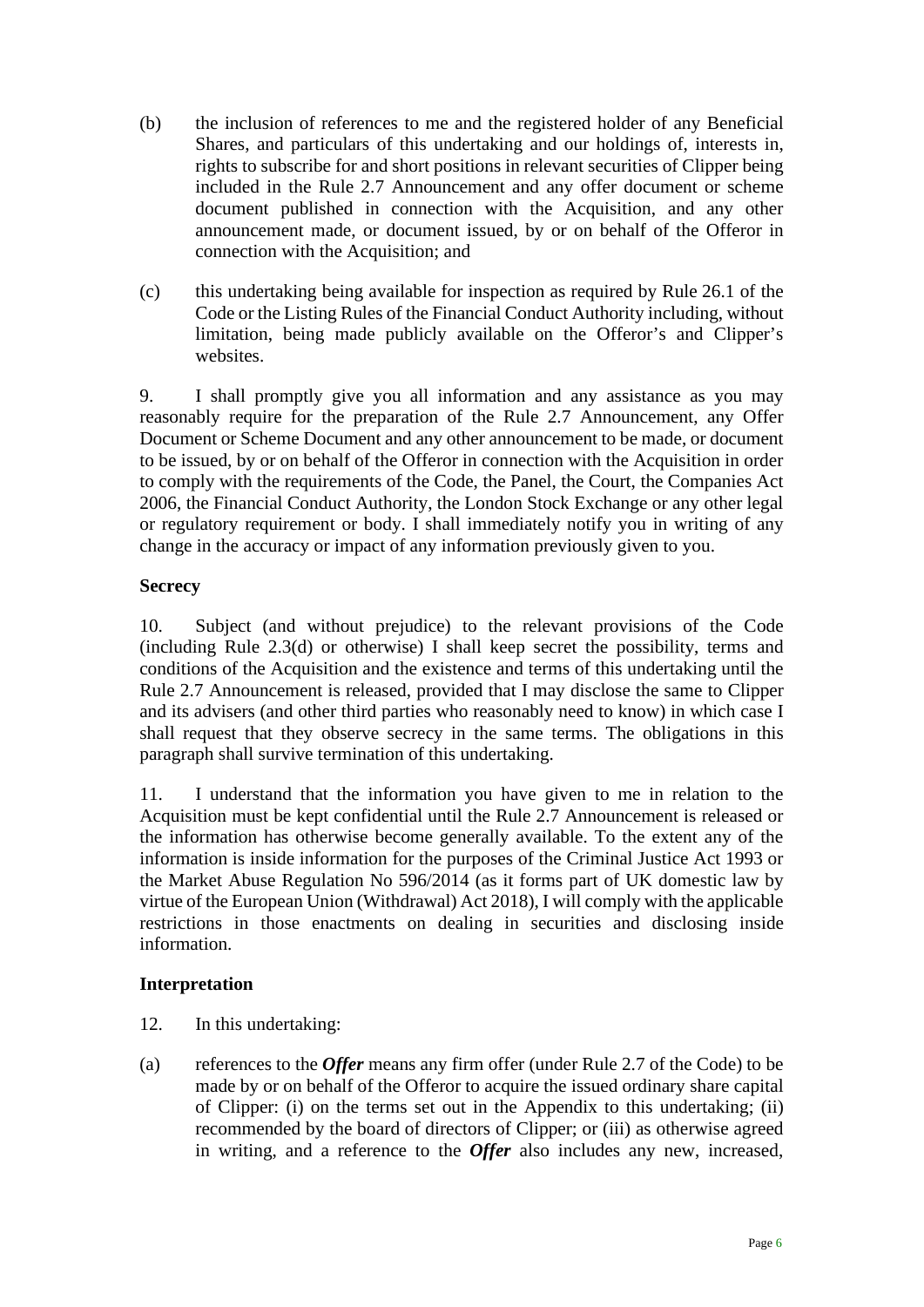(b) the inclusion of references to me and the registered holder of any Beneficial Shares, and particulars of this undertaking and our holdings of, interests in, rights to subscribe for and short positions in relevant securities of Clipper being included in the Rule 2.7 Announcement and any offer document or scheme document published in connection with the Acquisition, and any other announcement made, or document issued, by or on behalf of the Offeror in connection with the Acquisition; and

(c) this undertaking being available for inspection as required by Rule 26.1 of the Code or the Listing Rules of the Financial Conduct Authority including, without limitation, being made publicly available on the Offeror's and Clipper's websites.

9. I shall promptly give you all information and any assistance as you may reasonably require for the preparation of the Rule 2.7 Announcement, any Offer Document or Scheme Document and any other announcement to be made, or document to be issued, by or on behalf of the Offeror in connection with the Acquisition in order to comply with the requirements of the Code, the Panel, the Court, the Companies Act 2006, the Financial Conduct Authority, the London Stock Exchange or any other legal or regulatory requirement or body. I shall immediately notify you in writing of any change in the accuracy or impact of any information previously given to you.

**Secrecy**

10. Subject (and without prejudice) to the relevant provisions of the Code (including Rule 2.3(d) or otherwise) I shall keep secret the possibility, terms and conditions of the Acquisition and the existence and terms of this undertaking until the Rule 2.7 Announcement is released, provided that I may disclose the same to Clipper and its advisers (and other third parties who reasonably need to know) in which case I shall request that they observe secrecy in the same terms. The obligations in this paragraph shall survive termination of this undertaking.

11. I understand that the information you have given to me in relation to the Acquisition must be kept confidential until the Rule 2.7 Announcement is released or the information has otherwise become generally available. To the extent any of the information is inside information for the purposes of the Criminal Justice Act 1993 or the Market Abuse Regulation No 596/2014 (as it forms part of UK domestic law by virtue of the European Union (Withdrawal) Act 2018), I will comply with the applicable restrictions in those enactments on dealing in securities and disclosing inside information.

**Interpretation**

12. In this undertaking:

(a) references to the ***Offer*** means any firm offer (under Rule 2.7 of the Code) to be made by or on behalf of the Offeror to acquire the issued ordinary share capital of Clipper: (i) on the terms set out in the Appendix to this undertaking; (ii) recommended by the board of directors of Clipper; or (iii) as otherwise agreed in writing, and a reference to the ***Offer*** also includes any new, increased,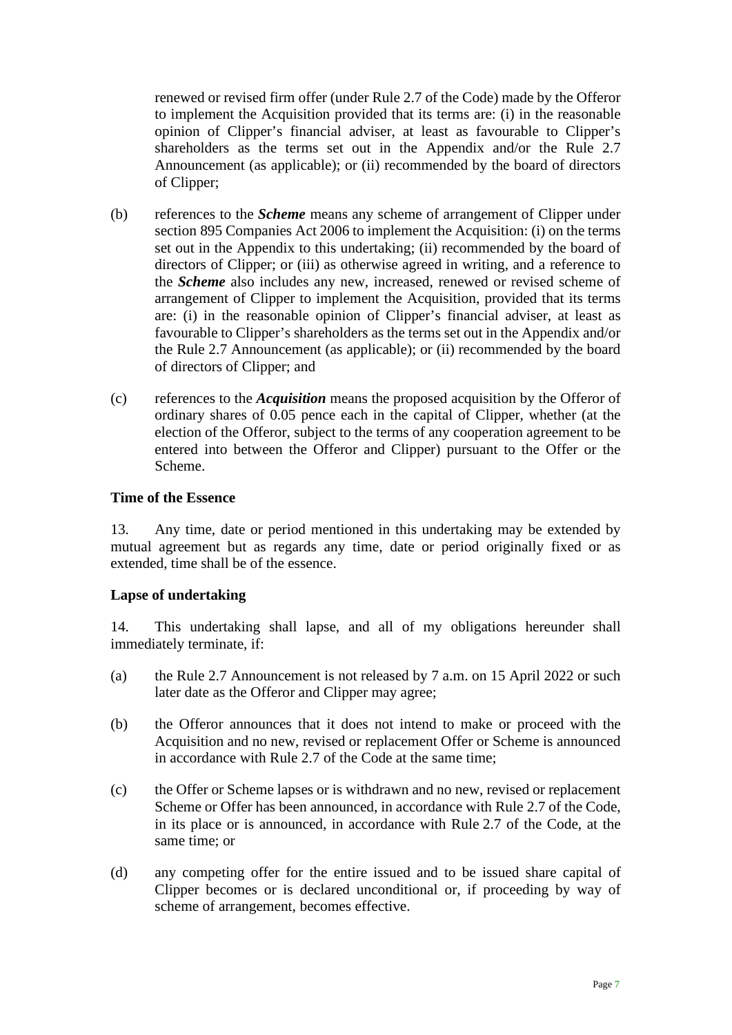renewed or revised firm offer (under Rule 2.7 of the Code) made by the Offeror to implement the Acquisition provided that its terms are: (i) in the reasonable opinion of Clipper's financial adviser, at least as favourable to Clipper's shareholders as the terms set out in the Appendix and/or the Rule 2.7 Announcement (as applicable); or (ii) recommended by the board of directors of Clipper;

(b) references to the ***Scheme*** means any scheme of arrangement of Clipper under section 895 Companies Act 2006 to implement the Acquisition: (i) on the terms set out in the Appendix to this undertaking; (ii) recommended by the board of directors of Clipper; or (iii) as otherwise agreed in writing, and a reference to the ***Scheme*** also includes any new, increased, renewed or revised scheme of arrangement of Clipper to implement the Acquisition, provided that its terms are: (i) in the reasonable opinion of Clipper's financial adviser, at least as favourable to Clipper's shareholders as the terms set out in the Appendix and/or the Rule 2.7 Announcement (as applicable); or (ii) recommended by the board of directors of Clipper; and

(c) references to the ***Acquisition*** means the proposed acquisition by the Offeror of ordinary shares of 0.05 pence each in the capital of Clipper, whether (at the election of the Offeror, subject to the terms of any cooperation agreement to be entered into between the Offeror and Clipper) pursuant to the Offer or the Scheme.

**Time of the Essence**

13. Any time, date or period mentioned in this undertaking may be extended by mutual agreement but as regards any time, date or period originally fixed or as extended, time shall be of the essence.

**Lapse of undertaking**

14. This undertaking shall lapse, and all of my obligations hereunder shall immediately terminate, if:

(a) the Rule 2.7 Announcement is not released by 7 a.m. on 15 April 2022 or such later date as the Offeror and Clipper may agree;

(b) the Offeror announces that it does not intend to make or proceed with the Acquisition and no new, revised or replacement Offer or Scheme is announced in accordance with Rule 2.7 of the Code at the same time;

(c) the Offer or Scheme lapses or is withdrawn and no new, revised or replacement Scheme or Offer has been announced, in accordance with Rule 2.7 of the Code, in its place or is announced, in accordance with Rule 2.7 of the Code, at the same time; or

(d) any competing offer for the entire issued and to be issued share capital of Clipper becomes or is declared unconditional or, if proceeding by way of scheme of arrangement, becomes effective.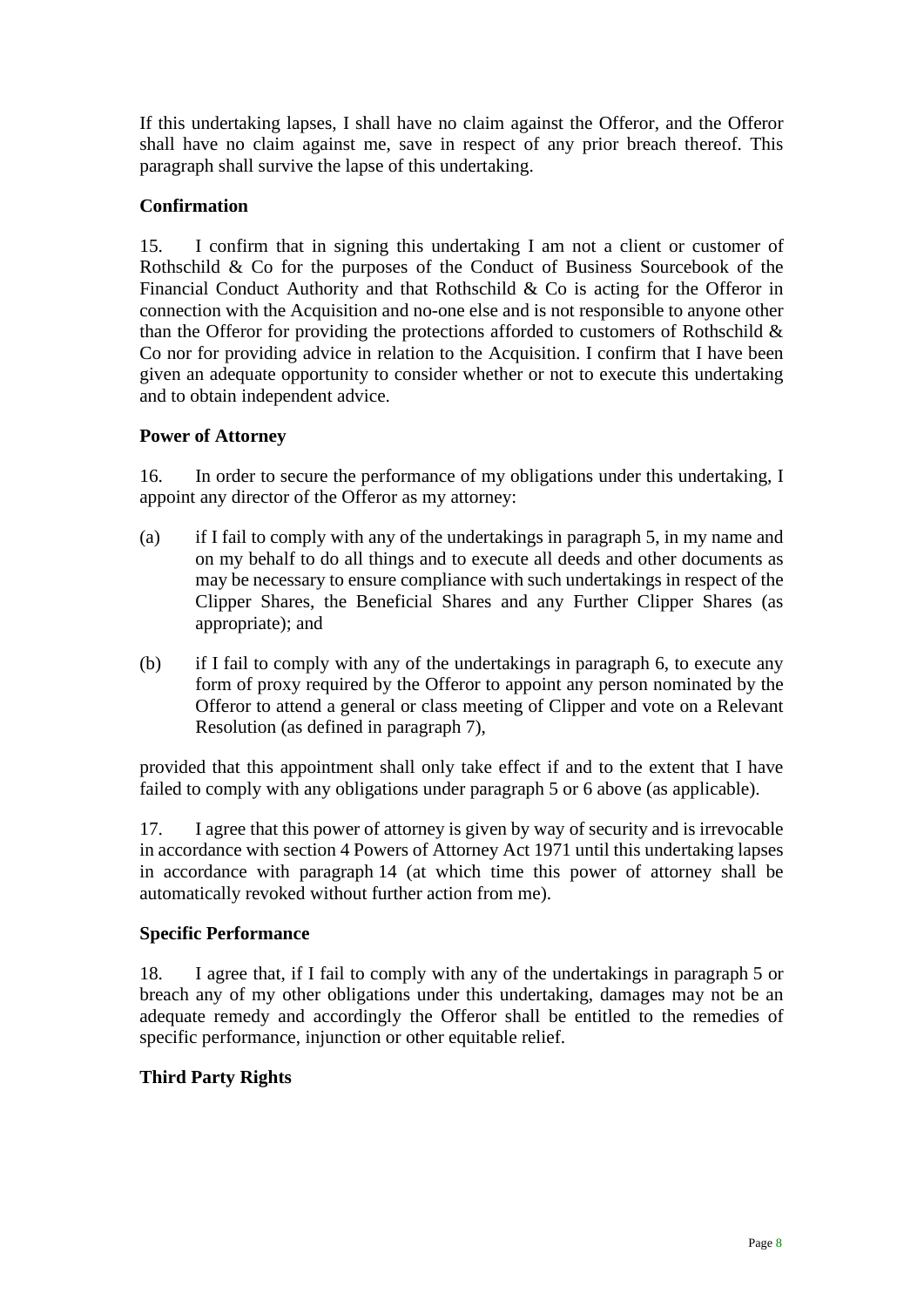If this undertaking lapses, I shall have no claim against the Offeror, and the Offeror shall have no claim against me, save in respect of any prior breach thereof. This paragraph shall survive the lapse of this undertaking.

**Confirmation**

15. I confirm that in signing this undertaking I am not a client or customer of Rothschild & Co for the purposes of the Conduct of Business Sourcebook of the Financial Conduct Authority and that Rothschild & Co is acting for the Offeror in connection with the Acquisition and no-one else and is not responsible to anyone other than the Offeror for providing the protections afforded to customers of Rothschild & Co nor for providing advice in relation to the Acquisition. I confirm that I have been given an adequate opportunity to consider whether or not to execute this undertaking and to obtain independent advice.

**Power of Attorney**

16. In order to secure the performance of my obligations under this undertaking, I appoint any director of the Offeror as my attorney:

(a) if I fail to comply with any of the undertakings in paragraph 5, in my name and on my behalf to do all things and to execute all deeds and other documents as may be necessary to ensure compliance with such undertakings in respect of the Clipper Shares, the Beneficial Shares and any Further Clipper Shares (as appropriate); and

(b) if I fail to comply with any of the undertakings in paragraph 6, to execute any form of proxy required by the Offeror to appoint any person nominated by the Offeror to attend a general or class meeting of Clipper and vote on a Relevant Resolution (as defined in paragraph 7),

provided that this appointment shall only take effect if and to the extent that I have failed to comply with any obligations under paragraph 5 or 6 above (as applicable).

17. I agree that this power of attorney is given by way of security and is irrevocable in accordance with section 4 Powers of Attorney Act 1971 until this undertaking lapses in accordance with paragraph 14 (at which time this power of attorney shall be automatically revoked without further action from me).

**Specific Performance**

18. I agree that, if I fail to comply with any of the undertakings in paragraph 5 or breach any of my other obligations under this undertaking, damages may not be an adequate remedy and accordingly the Offeror shall be entitled to the remedies of specific performance, injunction or other equitable relief.

**Third Party Rights**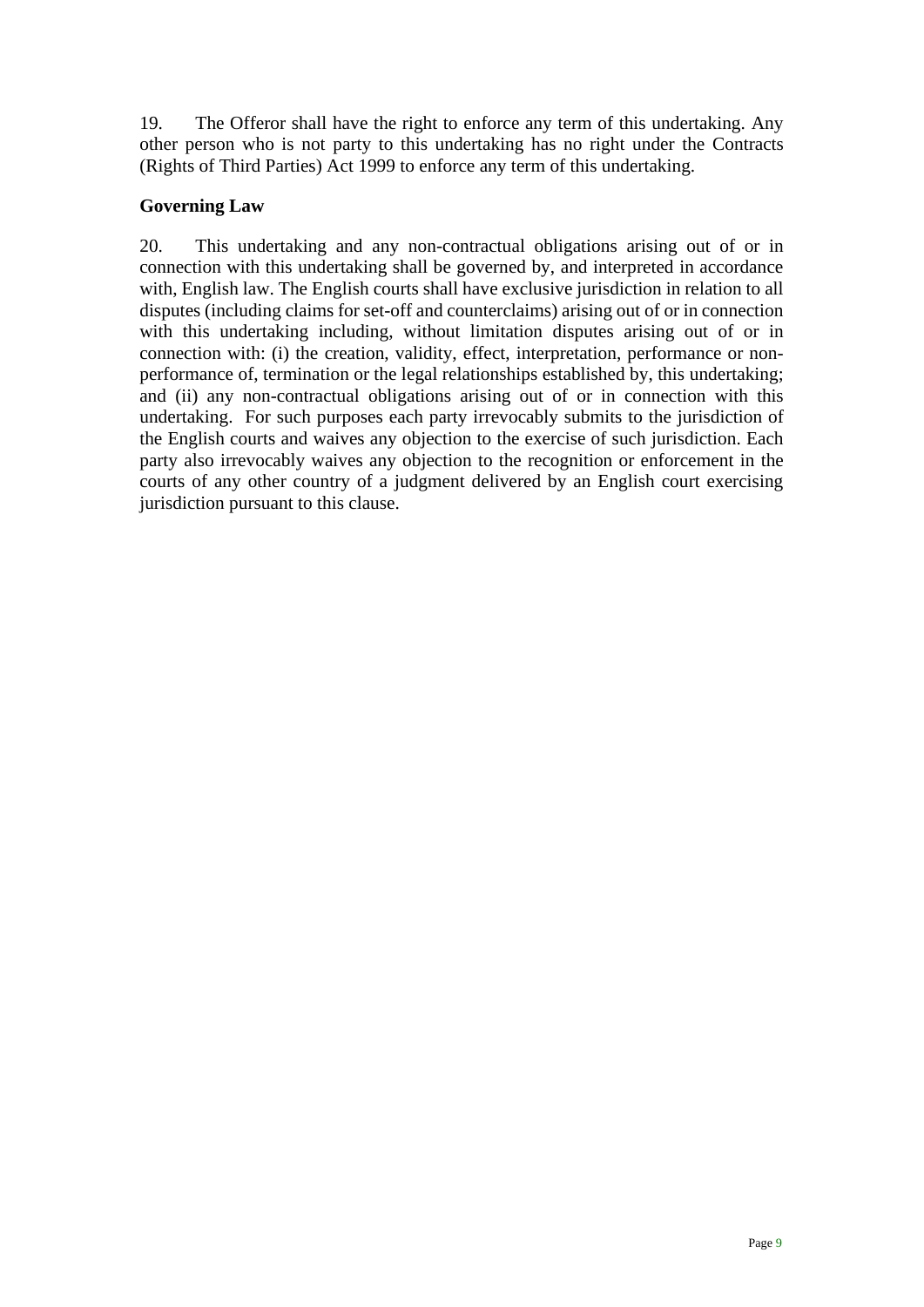19. The Offeror shall have the right to enforce any term of this undertaking. Any other person who is not party to this undertaking has no right under the Contracts (Rights of Third Parties) Act 1999 to enforce any term of this undertaking.

**Governing Law**

20. This undertaking and any non-contractual obligations arising out of or in connection with this undertaking shall be governed by, and interpreted in accordance with, English law. The English courts shall have exclusive jurisdiction in relation to all disputes (including claims for set-off and counterclaims) arising out of or in connection with this undertaking including, without limitation disputes arising out of or in connection with: (i) the creation, validity, effect, interpretation, performance or non-performance of, termination or the legal relationships established by, this undertaking; and (ii) any non-contractual obligations arising out of or in connection with this undertaking. For such purposes each party irrevocably submits to the jurisdiction of the English courts and waives any objection to the exercise of such jurisdiction. Each party also irrevocably waives any objection to the recognition or enforcement in the courts of any other country of a judgment delivered by an English court exercising jurisdiction pursuant to this clause.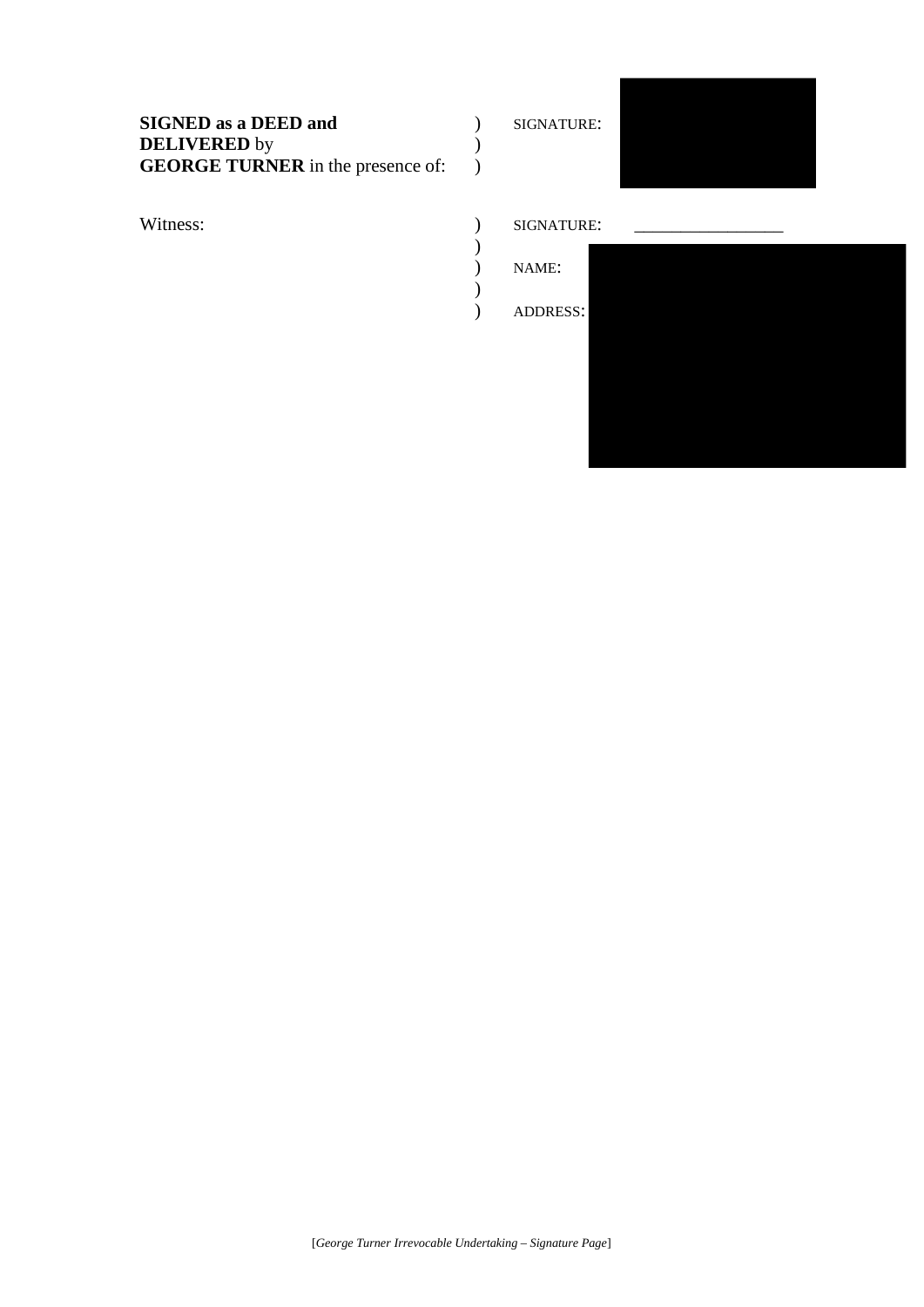**SIGNED as a DEED and**
**DELIVERED** by
**GEORGE TURNER** in the presence of: ) SIGNATURE:

Witness: ) SIGNATURE: ____________________

) NAME:

) ADDRESS:

[*George Turner Irrevocable Undertaking – Signature Page*]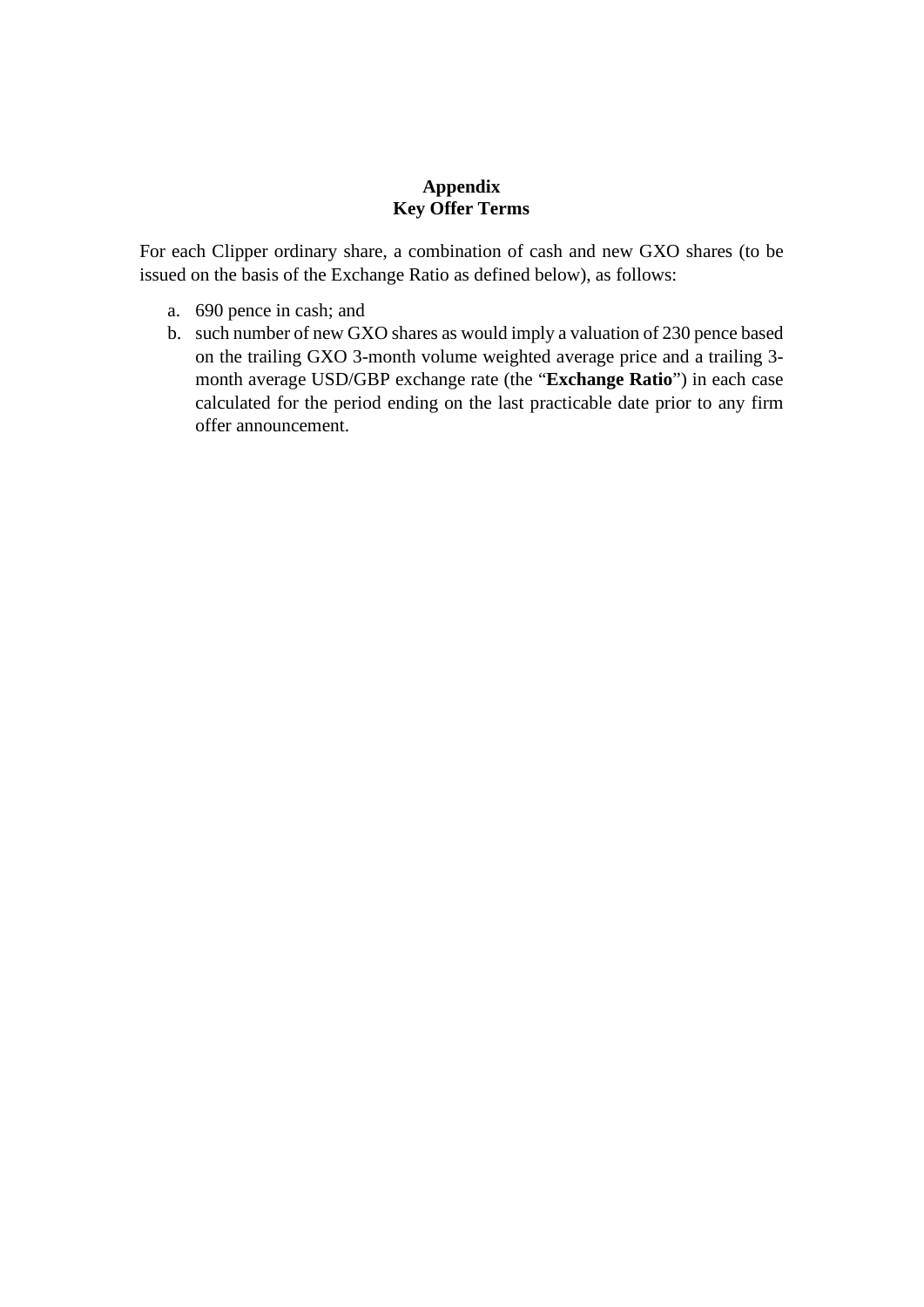# Appendix
## Key Offer Terms

For each Clipper ordinary share, a combination of cash and new GXO shares (to be issued on the basis of the Exchange Ratio as defined below), as follows:

a. 690 pence in cash; and
b. such number of new GXO shares as would imply a valuation of 230 pence based on the trailing GXO 3-month volume weighted average price and a trailing 3-month average USD/GBP exchange rate (the "**Exchange Ratio**") in each case calculated for the period ending on the last practicable date prior to any firm offer announcement.